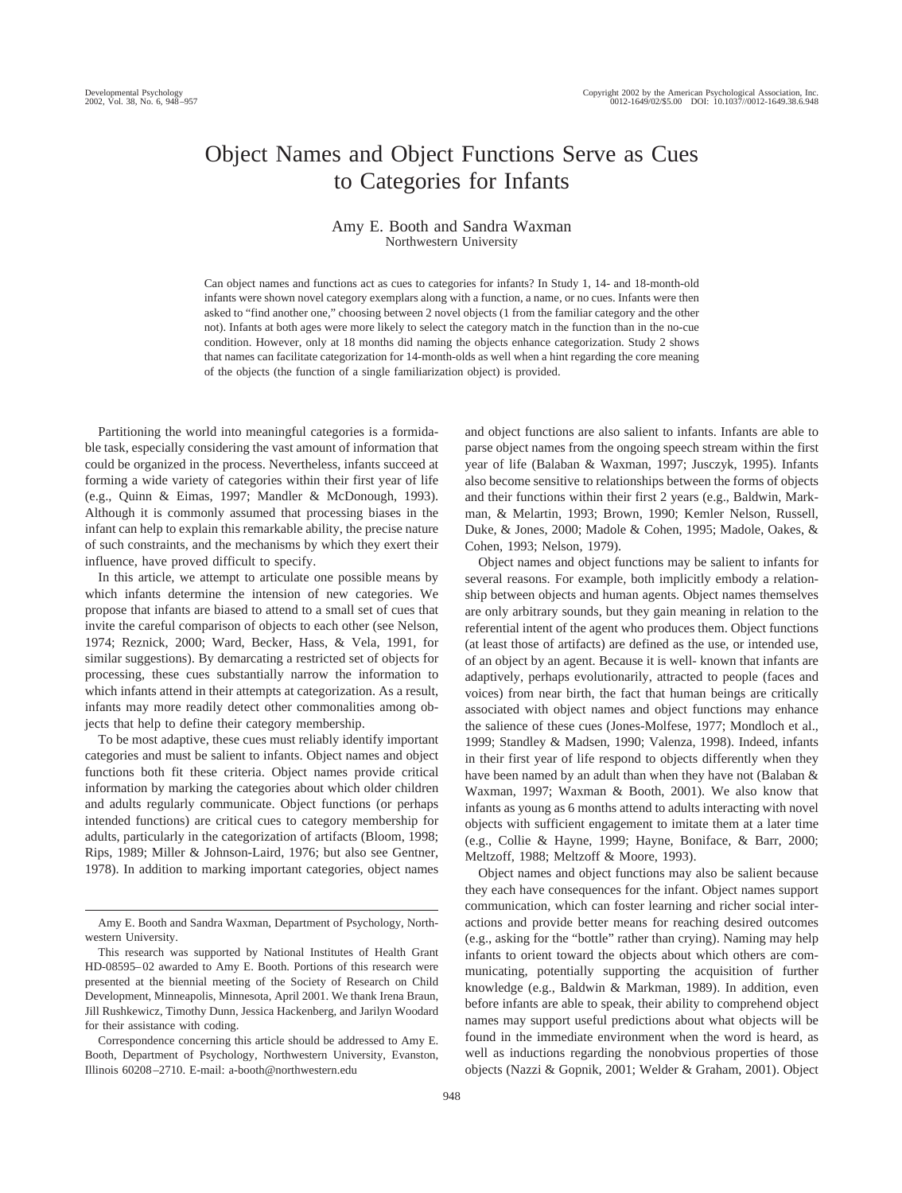# Object Names and Object Functions Serve as Cues to Categories for Infants

Amy E. Booth and Sandra Waxman
Northwestern University

Can object names and functions act as cues to categories for infants? In Study 1, 14- and 18-month-old infants were shown novel category exemplars along with a function, a name, or no cues. Infants were then asked to "find another one," choosing between 2 novel objects (1 from the familiar category and the other not). Infants at both ages were more likely to select the category match in the function than in the no-cue condition. However, only at 18 months did naming the objects enhance categorization. Study 2 shows that names can facilitate categorization for 14-month-olds as well when a hint regarding the core meaning of the objects (the function of a single familiarization object) is provided.

Partitioning the world into meaningful categories is a formidable task, especially considering the vast amount of information that could be organized in the process. Nevertheless, infants succeed at forming a wide variety of categories within their first year of life (e.g., Quinn & Eimas, 1997; Mandler & McDonough, 1993). Although it is commonly assumed that processing biases in the infant can help to explain this remarkable ability, the precise nature of such constraints, and the mechanisms by which they exert their influence, have proved difficult to specify.

In this article, we attempt to articulate one possible means by which infants determine the intension of new categories. We propose that infants are biased to attend to a small set of cues that invite the careful comparison of objects to each other (see Nelson, 1974; Reznick, 2000; Ward, Becker, Hass, & Vela, 1991, for similar suggestions). By demarcating a restricted set of objects for processing, these cues substantially narrow the information to which infants attend in their attempts at categorization. As a result, infants may more readily detect other commonalities among objects that help to define their category membership.

To be most adaptive, these cues must reliably identify important categories and must be salient to infants. Object names and object functions both fit these criteria. Object names provide critical information by marking the categories about which older children and adults regularly communicate. Object functions (or perhaps intended functions) are critical cues to category membership for adults, particularly in the categorization of artifacts (Bloom, 1998; Rips, 1989; Miller & Johnson-Laird, 1976; but also see Gentner, 1978). In addition to marking important categories, object names and object functions are also salient to infants. Infants are able to parse object names from the ongoing speech stream within the first year of life (Balaban & Waxman, 1997; Jusczyk, 1995). Infants also become sensitive to relationships between the forms of objects and their functions within their first 2 years (e.g., Baldwin, Markman, & Melartin, 1993; Brown, 1990; Kemler Nelson, Russell, Duke, & Jones, 2000; Madole & Cohen, 1995; Madole, Oakes, & Cohen, 1993; Nelson, 1979).

Object names and object functions may be salient to infants for several reasons. For example, both implicitly embody a relationship between objects and human agents. Object names themselves are only arbitrary sounds, but they gain meaning in relation to the referential intent of the agent who produces them. Object functions (at least those of artifacts) are defined as the use, or intended use, of an object by an agent. Because it is well- known that infants are adaptively, perhaps evolutionarily, attracted to people (faces and voices) from near birth, the fact that human beings are critically associated with object names and object functions may enhance the salience of these cues (Jones-Molfese, 1977; Mondloch et al., 1999; Standley & Madsen, 1990; Valenza, 1998). Indeed, infants in their first year of life respond to objects differently when they have been named by an adult than when they have not (Balaban & Waxman, 1997; Waxman & Booth, 2001). We also know that infants as young as 6 months attend to adults interacting with novel objects with sufficient engagement to imitate them at a later time (e.g., Collie & Hayne, 1999; Hayne, Boniface, & Barr, 2000; Meltzoff, 1988; Meltzoff & Moore, 1993).

Object names and object functions may also be salient because they each have consequences for the infant. Object names support communication, which can foster learning and richer social interactions and provide better means for reaching desired outcomes (e.g., asking for the "bottle" rather than crying). Naming may help infants to orient toward the objects about which others are communicating, potentially supporting the acquisition of further knowledge (e.g., Baldwin & Markman, 1989). In addition, even before infants are able to speak, their ability to comprehend object names may support useful predictions about what objects will be found in the immediate environment when the word is heard, as well as inductions regarding the nonobvious properties of those objects (Nazzi & Gopnik, 2001; Welder & Graham, 2001). Object

---

Amy E. Booth and Sandra Waxman, Department of Psychology, Northwestern University.

This research was supported by National Institutes of Health Grant HD-08595–02 awarded to Amy E. Booth. Portions of this research were presented at the biennial meeting of the Society of Research on Child Development, Minneapolis, Minnesota, April 2001. We thank Irena Braun, Jill Rushkewicz, Timothy Dunn, Jessica Hackenberg, and Jarilyn Woodard for their assistance with coding.

Correspondence concerning this article should be addressed to Amy E. Booth, Department of Psychology, Northwestern University, Evanston, Illinois 60208–2710. E-mail: a-booth@northwestern.edu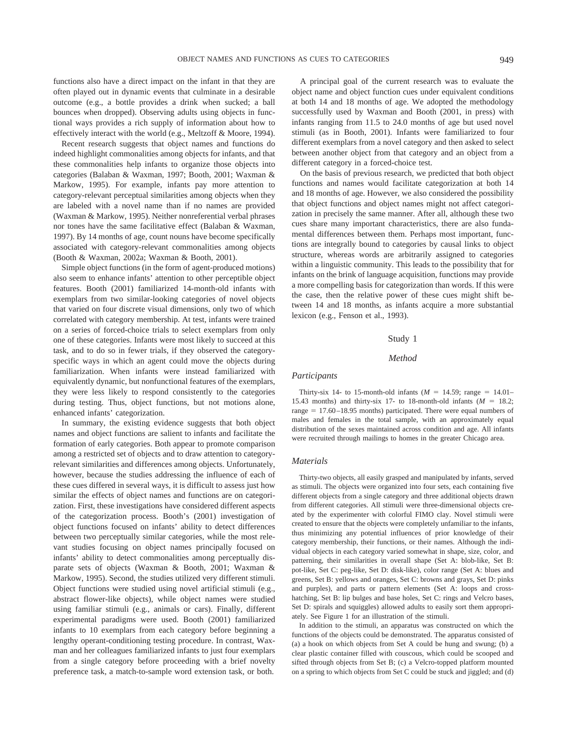functions also have a direct impact on the infant in that they are often played out in dynamic events that culminate in a desirable outcome (e.g., a bottle provides a drink when sucked; a ball bounces when dropped). Observing adults using objects in functional ways provides a rich supply of information about how to effectively interact with the world (e.g., Meltzoff & Moore, 1994).

Recent research suggests that object names and functions do indeed highlight commonalities among objects for infants, and that these commonalities help infants to organize those objects into categories (Balaban & Waxman, 1997; Booth, 2001; Waxman & Markow, 1995). For example, infants pay more attention to category-relevant perceptual similarities among objects when they are labeled with a novel name than if no names are provided (Waxman & Markow, 1995). Neither nonreferential verbal phrases nor tones have the same facilitative effect (Balaban & Waxman, 1997). By 14 months of age, count nouns have become specifically associated with category-relevant commonalities among objects (Booth & Waxman, 2002a; Waxman & Booth, 2001).

Simple object functions (in the form of agent-produced motions) also seem to enhance infants' attention to other perceptible object features. Booth (2001) familiarized 14-month-old infants with exemplars from two similar-looking categories of novel objects that varied on four discrete visual dimensions, only two of which correlated with category membership. At test, infants were trained on a series of forced-choice trials to select exemplars from only one of these categories. Infants were most likely to succeed at this task, and to do so in fewer trials, if they observed the category-specific ways in which an agent could move the objects during familiarization. When infants were instead familiarized with equivalently dynamic, but nonfunctional features of the exemplars, they were less likely to respond consistently to the categories during testing. Thus, object functions, but not motions alone, enhanced infants' categorization.

In summary, the existing evidence suggests that both object names and object functions are salient to infants and facilitate the formation of early categories. Both appear to promote comparison among a restricted set of objects and to draw attention to category-relevant similarities and differences among objects. Unfortunately, however, because the studies addressing the influence of each of these cues differed in several ways, it is difficult to assess just how similar the effects of object names and functions are on categorization. First, these investigations have considered different aspects of the categorization process. Booth's (2001) investigation of object functions focused on infants' ability to detect differences between two perceptually similar categories, while the most relevant studies focusing on object names principally focused on infants' ability to detect commonalities among perceptually disparate sets of objects (Waxman & Booth, 2001; Waxman & Markow, 1995). Second, the studies utilized very different stimuli. Object functions were studied using novel artificial stimuli (e.g., abstract flower-like objects), while object names were studied using familiar stimuli (e.g., animals or cars). Finally, different experimental paradigms were used. Booth (2001) familiarized infants to 10 exemplars from each category before beginning a lengthy operant-conditioning testing procedure. In contrast, Waxman and her colleagues familiarized infants to just four exemplars from a single category before proceeding with a brief novelty preference task, a match-to-sample word extension task, or both.

A principal goal of the current research was to evaluate the object name and object function cues under equivalent conditions at both 14 and 18 months of age. We adopted the methodology successfully used by Waxman and Booth (2001, in press) with infants ranging from 11.5 to 24.0 months of age but used novel stimuli (as in Booth, 2001). Infants were familiarized to four different exemplars from a novel category and then asked to select between another object from that category and an object from a different category in a forced-choice test.

On the basis of previous research, we predicted that both object functions and names would facilitate categorization at both 14 and 18 months of age. However, we also considered the possibility that object functions and object names might not affect categorization in precisely the same manner. After all, although these two cues share many important characteristics, there are also fundamental differences between them. Perhaps most important, functions are integrally bound to categories by causal links to object structure, whereas words are arbitrarily assigned to categories within a linguistic community. This leads to the possibility that for infants on the brink of language acquisition, functions may provide a more compelling basis for categorization than words. If this were the case, then the relative power of these cues might shift between 14 and 18 months, as infants acquire a more substantial lexicon (e.g., Fenson et al., 1993).

## Study 1

### *Method*

#### *Participants*

Thirty-six 14- to 15-month-old infants ($M$ = 14.59; range = 14.01–15.43 months) and thirty-six 17- to 18-month-old infants ($M$ = 18.2; range = 17.60–18.95 months) participated. There were equal numbers of males and females in the total sample, with an approximately equal distribution of the sexes maintained across condition and age. All infants were recruited through mailings to homes in the greater Chicago area.

#### *Materials*

Thirty-two objects, all easily grasped and manipulated by infants, served as stimuli. The objects were organized into four sets, each containing five different objects from a single category and three additional objects drawn from different categories. All stimuli were three-dimensional objects created by the experimenter with colorful FIMO clay. Novel stimuli were created to ensure that the objects were completely unfamiliar to the infants, thus minimizing any potential influences of prior knowledge of their category membership, their functions, or their names. Although the individual objects in each category varied somewhat in shape, size, color, and patterning, their similarities in overall shape (Set A: blob-like, Set B: pot-like, Set C: peg-like, Set D: disk-like), color range (Set A: blues and greens, Set B: yellows and oranges, Set C: browns and grays, Set D: pinks and purples), and parts or pattern elements (Set A: loops and cross-hatching, Set B: lip bulges and base holes, Set C: rings and Velcro bases, Set D: spirals and squiggles) allowed adults to easily sort them appropriately. See Figure 1 for an illustration of the stimuli.

In addition to the stimuli, an apparatus was constructed on which the functions of the objects could be demonstrated. The apparatus consisted of (a) a hook on which objects from Set A could be hung and swung; (b) a clear plastic container filled with couscous, which could be scooped and sifted through objects from Set B; (c) a Velcro-topped platform mounted on a spring to which objects from Set C could be stuck and jiggled; and (d)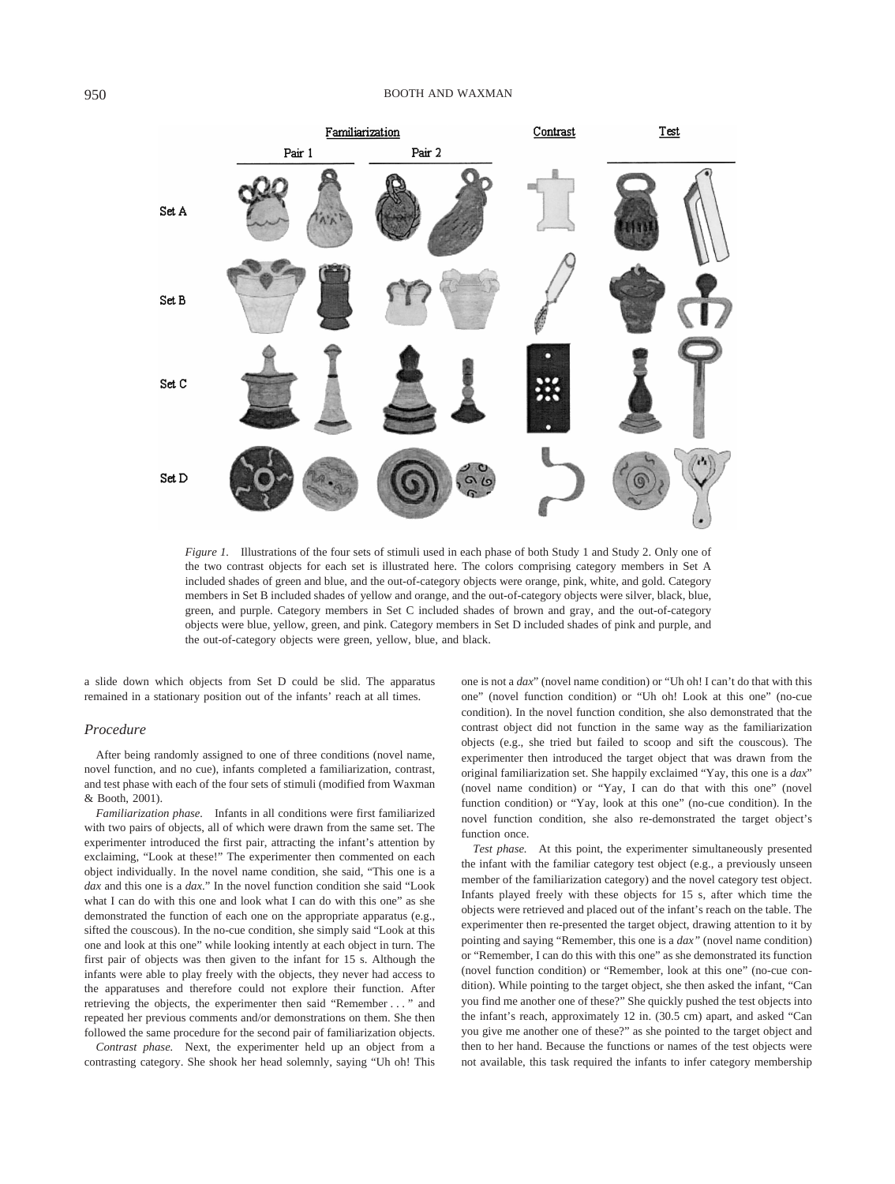*Figure 1.* Illustrations of the four sets of stimuli used in each phase of both Study 1 and Study 2. Only one of the two contrast objects for each set is illustrated here. The colors comprising category members in Set A included shades of green and blue, and the out-of-category objects were orange, pink, white, and gold. Category members in Set B included shades of yellow and orange, and the out-of-category objects were silver, black, blue, green, and purple. Category members in Set C included shades of brown and gray, and the out-of-category objects were blue, yellow, green, and pink. Category members in Set D included shades of pink and purple, and the out-of-category objects were green, yellow, blue, and black.

a slide down which objects from Set D could be slid. The apparatus remained in a stationary position out of the infants' reach at all times.

### *Procedure*

After being randomly assigned to one of three conditions (novel name, novel function, and no cue), infants completed a familiarization, contrast, and test phase with each of the four sets of stimuli (modified from Waxman & Booth, 2001).

*Familiarization phase.* Infants in all conditions were first familiarized with two pairs of objects, all of which were drawn from the same set. The experimenter introduced the first pair, attracting the infant's attention by exclaiming, "Look at these!" The experimenter then commented on each object individually. In the novel name condition, she said, "This one is a *dax* and this one is a *dax*." In the novel function condition she said "Look what I can do with this one and look what I can do with this one" as she demonstrated the function of each one on the appropriate apparatus (e.g., sifted the couscous). In the no-cue condition, she simply said "Look at this one and look at this one" while looking intently at each object in turn. The first pair of objects was then given to the infant for 15 s. Although the infants were able to play freely with the objects, they never had access to the apparatuses and therefore could not explore their function. After retrieving the objects, the experimenter then said "Remember . . . " and repeated her previous comments and/or demonstrations on them. She then followed the same procedure for the second pair of familiarization objects.

*Contrast phase.* Next, the experimenter held up an object from a contrasting category. She shook her head solemnly, saying "Uh oh! This one is not a *dax*" (novel name condition) or "Uh oh! I can't do that with this one" (novel function condition) or "Uh oh! Look at this one" (no-cue condition). In the novel function condition, she also demonstrated that the contrast object did not function in the same way as the familiarization objects (e.g., she tried but failed to scoop and sift the couscous). The experimenter then introduced the target object that was drawn from the original familiarization set. She happily exclaimed "Yay, this one is a *dax*" (novel name condition) or "Yay, I can do that with this one" (novel function condition) or "Yay, look at this one" (no-cue condition). In the novel function condition, she also re-demonstrated the target object's function once.

*Test phase.* At this point, the experimenter simultaneously presented the infant with the familiar category test object (e.g., a previously unseen member of the familiarization category) and the novel category test object. Infants played freely with these objects for 15 s, after which time the objects were retrieved and placed out of the infant's reach on the table. The experimenter then re-presented the target object, drawing attention to it by pointing and saying "Remember, this one is a *dax"* (novel name condition) or "Remember, I can do this with this one" as she demonstrated its function (novel function condition) or "Remember, look at this one" (no-cue condition). While pointing to the target object, she then asked the infant, "Can you find me another one of these?" She quickly pushed the test objects into the infant's reach, approximately 12 in. (30.5 cm) apart, and asked "Can you give me another one of these?" as she pointed to the target object and then to her hand. Because the functions or names of the test objects were not available, this task required the infants to infer category membership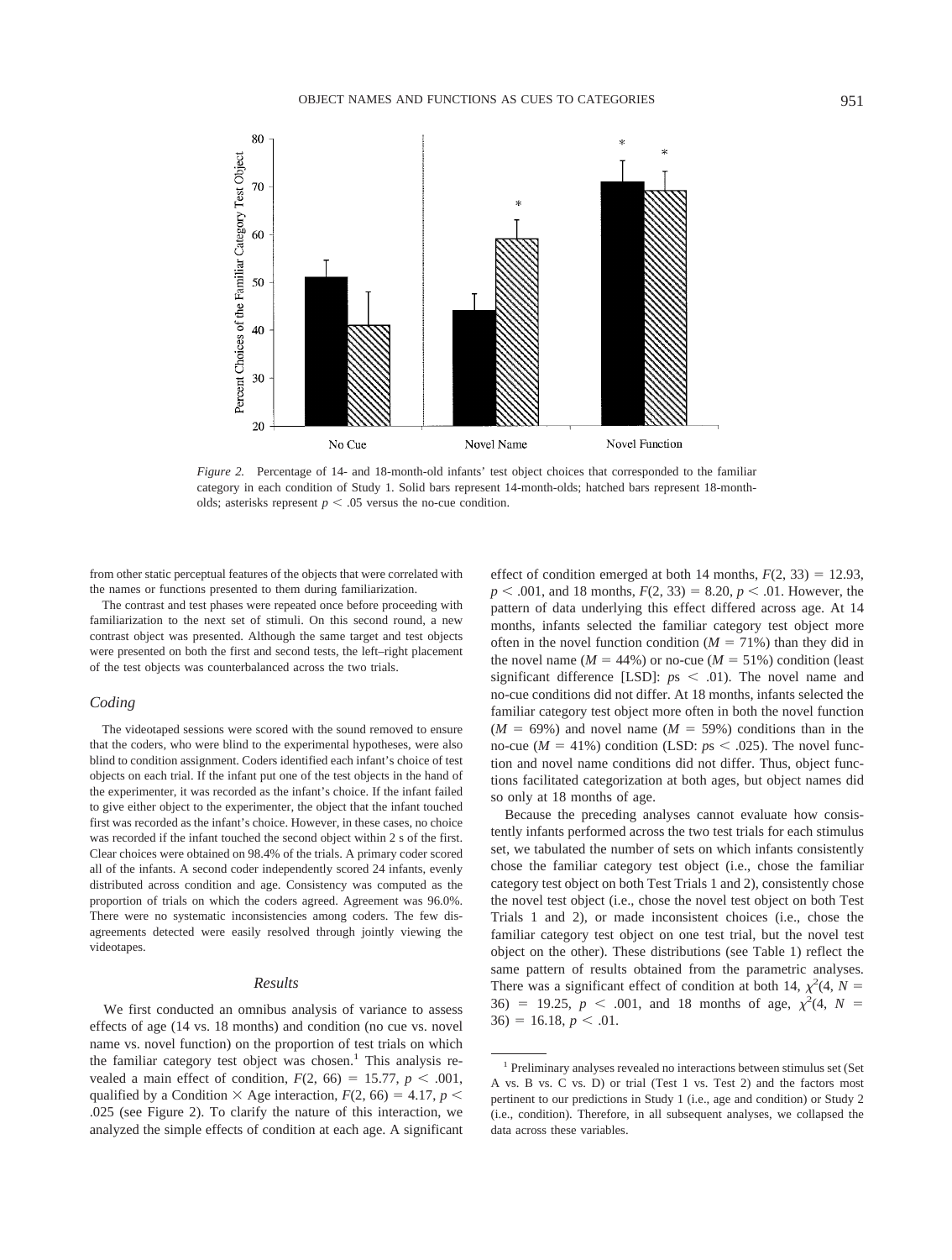*Figure 2.* Percentage of 14- and 18-month-old infants' test object choices that corresponded to the familiar category in each condition of Study 1. Solid bars represent 14-month-olds; hatched bars represent 18-month-olds; asterisks represent $p < .05$ versus the no-cue condition.

from other static perceptual features of the objects that were correlated with the names or functions presented to them during familiarization.

The contrast and test phases were repeated once before proceeding with familiarization to the next set of stimuli. On this second round, a new contrast object was presented. Although the same target and test objects were presented on both the first and second tests, the left–right placement of the test objects was counterbalanced across the two trials.

### Coding

The videotaped sessions were scored with the sound removed to ensure that the coders, who were blind to the experimental hypotheses, were also blind to condition assignment. Coders identified each infant's choice of test objects on each trial. If the infant put one of the test objects in the hand of the experimenter, it was recorded as the infant's choice. If the infant failed to give either object to the experimenter, the object that the infant touched first was recorded as the infant's choice. However, in these cases, no choice was recorded if the infant touched the second object within 2 s of the first. Clear choices were obtained on 98.4% of the trials. A primary coder scored all of the infants. A second coder independently scored 24 infants, evenly distributed across condition and age. Consistency was computed as the proportion of trials on which the coders agreed. Agreement was 96.0%. There were no systematic inconsistencies among coders. The few disagreements detected were easily resolved through jointly viewing the videotapes.

## Results

We first conducted an omnibus analysis of variance to assess effects of age (14 vs. 18 months) and condition (no cue vs. novel name vs. novel function) on the proportion of test trials on which the familiar category test object was chosen.[1] This analysis revealed a main effect of condition, $F(2, 66) = 15.77$, $p < .001$, qualified by a Condition × Age interaction, $F(2, 66) = 4.17$, $p < .025$ (see Figure 2). To clarify the nature of this interaction, we analyzed the simple effects of condition at each age. A significant effect of condition emerged at both 14 months, $F(2, 33) = 12.93$, $p < .001$, and 18 months, $F(2, 33) = 8.20$, $p < .01$. However, the pattern of data underlying this effect differed across age. At 14 months, infants selected the familiar category test object more often in the novel function condition ($M = 71\%$) than they did in the novel name ($M = 44\%$) or no-cue ($M = 51\%$) condition (least significant difference [LSD]: $ps < .01$). The novel name and no-cue conditions did not differ. At 18 months, infants selected the familiar category test object more often in both the novel function ($M = 69\%$) and novel name ($M = 59\%$) conditions than in the no-cue ($M = 41\%$) condition (LSD: $ps < .025$). The novel function and novel name conditions did not differ. Thus, object functions facilitated categorization at both ages, but object names did so only at 18 months of age.

Because the preceding analyses cannot evaluate how consistently infants performed across the two test trials for each stimulus set, we tabulated the number of sets on which infants consistently chose the familiar category test object (i.e., chose the familiar category test object on both Test Trials 1 and 2), consistently chose the novel test object (i.e., chose the novel test object on both Test Trials 1 and 2), or made inconsistent choices (i.e., chose the familiar category test object on one test trial, but the novel test object on the other). These distributions (see Table 1) reflect the same pattern of results obtained from the parametric analyses. There was a significant effect of condition at both 14, $\chi^2(4, N = 36) = 19.25$, $p < .001$, and 18 months of age, $\chi^2(4, N = 36) = 16.18$, $p < .01$.

[1] Preliminary analyses revealed no interactions between stimulus set (Set A vs. B vs. C vs. D) or trial (Test 1 vs. Test 2) and the factors most pertinent to our predictions in Study 1 (i.e., age and condition) or Study 2 (i.e., condition). Therefore, in all subsequent analyses, we collapsed the data across these variables.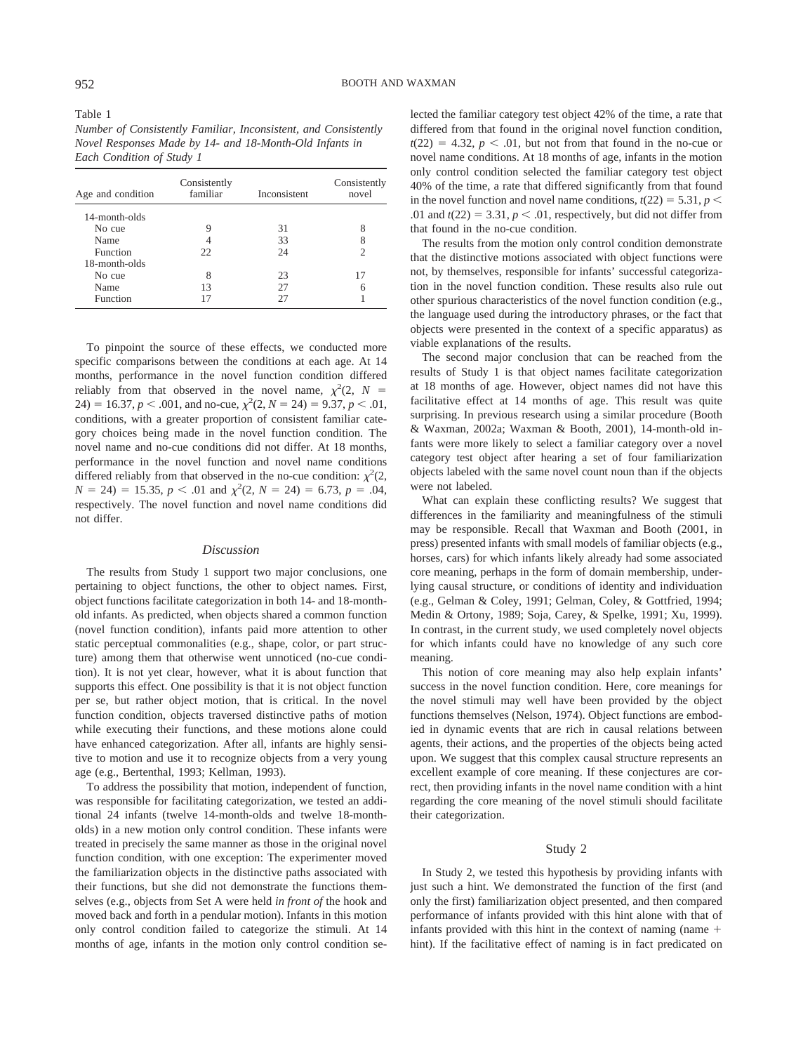Table 1
*Number of Consistently Familiar, Inconsistent, and Consistently Novel Responses Made by 14- and 18-Month-Old Infants in Each Condition of Study 1*

| Age and condition | Consistently familiar | Inconsistent | Consistently novel |
|---|---|---|---|
| 14-month-olds | | | |
| No cue | 9 | 31 | 8 |
| Name | 4 | 33 | 8 |
| Function | 22 | 24 | 2 |
| 18-month-olds | | | |
| No cue | 8 | 23 | 17 |
| Name | 13 | 27 | 6 |
| Function | 17 | 27 | 1 |

To pinpoint the source of these effects, we conducted more specific comparisons between the conditions at each age. At 14 months, performance in the novel function condition differed reliably from that observed in the novel name, $\chi^2(2, N = 24) = 16.37, p < .001$, and no-cue, $\chi^2(2, N = 24) = 9.37, p < .01$, conditions, with a greater proportion of consistent familiar category choices being made in the novel function condition. The novel name and no-cue conditions did not differ. At 18 months, performance in the novel function and novel name conditions differed reliably from that observed in the no-cue condition: $\chi^2(2, N = 24) = 15.35, p < .01$ and $\chi^2(2, N = 24) = 6.73, p = .04$, respectively. The novel function and novel name conditions did not differ.

### Discussion

The results from Study 1 support two major conclusions, one pertaining to object functions, the other to object names. First, object functions facilitate categorization in both 14- and 18-month-old infants. As predicted, when objects shared a common function (novel function condition), infants paid more attention to other static perceptual commonalities (e.g., shape, color, or part structure) among them that otherwise went unnoticed (no-cue condition). It is not yet clear, however, what it is about function that supports this effect. One possibility is that it is not object function per se, but rather object motion, that is critical. In the novel function condition, objects traversed distinctive paths of motion while executing their functions, and these motions alone could have enhanced categorization. After all, infants are highly sensitive to motion and use it to recognize objects from a very young age (e.g., Bertenthal, 1993; Kellman, 1993).

To address the possibility that motion, independent of function, was responsible for facilitating categorization, we tested an additional 24 infants (twelve 14-month-olds and twelve 18-month-olds) in a new motion only control condition. These infants were treated in precisely the same manner as those in the original novel function condition, with one exception: The experimenter moved the familiarization objects in the distinctive paths associated with their functions, but she did not demonstrate the functions themselves (e.g., objects from Set A were held *in front of* the hook and moved back and forth in a pendular motion). Infants in this motion only control condition failed to categorize the stimuli. At 14 months of age, infants in the motion only control condition selected the familiar category test object 42% of the time, a rate that differed from that found in the original novel function condition, $t(22) = 4.32, p < .01$, but not from that found in the no-cue or novel name conditions. At 18 months of age, infants in the motion only control condition selected the familiar category test object 40% of the time, a rate that differed significantly from that found in the novel function and novel name conditions, $t(22) = 5.31, p < .01$ and $t(22) = 3.31, p < .01$, respectively, but did not differ from that found in the no-cue condition.

The results from the motion only control condition demonstrate that the distinctive motions associated with object functions were not, by themselves, responsible for infants' successful categorization in the novel function condition. These results also rule out other spurious characteristics of the novel function condition (e.g., the language used during the introductory phrases, or the fact that objects were presented in the context of a specific apparatus) as viable explanations of the results.

The second major conclusion that can be reached from the results of Study 1 is that object names facilitate categorization at 18 months of age. However, object names did not have this facilitative effect at 14 months of age. This result was quite surprising. In previous research using a similar procedure (Booth & Waxman, 2002a; Waxman & Booth, 2001), 14-month-old infants were more likely to select a familiar category over a novel category test object after hearing a set of four familiarization objects labeled with the same novel count noun than if the objects were not labeled.

What can explain these conflicting results? We suggest that differences in the familiarity and meaningfulness of the stimuli may be responsible. Recall that Waxman and Booth (2001, in press) presented infants with small models of familiar objects (e.g., horses, cars) for which infants likely already had some associated core meaning, perhaps in the form of domain membership, underlying causal structure, or conditions of identity and individuation (e.g., Gelman & Coley, 1991; Gelman, Coley, & Gottfried, 1994; Medin & Ortony, 1989; Soja, Carey, & Spelke, 1991; Xu, 1999). In contrast, in the current study, we used completely novel objects for which infants could have no knowledge of any such core meaning.

This notion of core meaning may also help explain infants' success in the novel function condition. Here, core meanings for the novel stimuli may well have been provided by the object functions themselves (Nelson, 1974). Object functions are embodied in dynamic events that are rich in causal relations between agents, their actions, and the properties of the objects being acted upon. We suggest that this complex causal structure represents an excellent example of core meaning. If these conjectures are correct, then providing infants in the novel name condition with a hint regarding the core meaning of the novel stimuli should facilitate their categorization.

## Study 2

In Study 2, we tested this hypothesis by providing infants with just such a hint. We demonstrated the function of the first (and only the first) familiarization object presented, and then compared performance of infants provided with this hint alone with that of infants provided with this hint in the context of naming (name + hint). If the facilitative effect of naming is in fact predicated on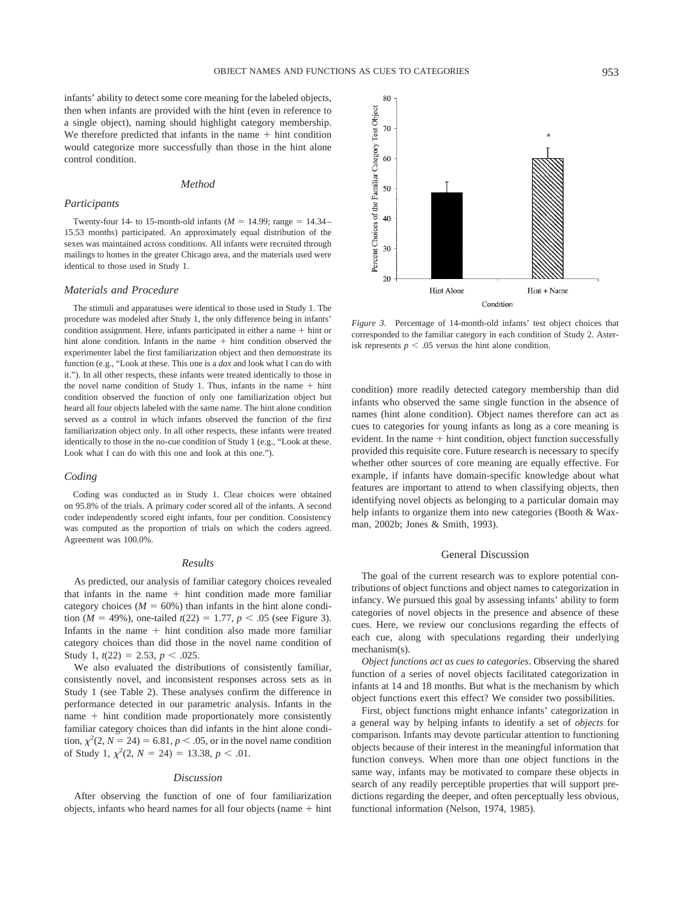infants' ability to detect some core meaning for the labeled objects, then when infants are provided with the hint (even in reference to a single object), naming should highlight category membership. We therefore predicted that infants in the name + hint condition would categorize more successfully than those in the hint alone control condition.

## Method

### Participants

Twenty-four 14- to 15-month-old infants ($M$ = 14.99; range = 14.34–15.53 months) participated. An approximately equal distribution of the sexes was maintained across conditions. All infants were recruited through mailings to homes in the greater Chicago area, and the materials used were identical to those used in Study 1.

### Materials and Procedure

The stimuli and apparatuses were identical to those used in Study 1. The procedure was modeled after Study 1, the only difference being in infants' condition assignment. Here, infants participated in either a name + hint or hint alone condition. Infants in the name + hint condition observed the experimenter label the first familiarization object and then demonstrate its function (e.g., "Look at these. This one is a *dax* and look what I can do with it."). In all other respects, these infants were treated identically to those in the novel name condition of Study 1. Thus, infants in the name + hint condition observed the function of only one familiarization object but heard all four objects labeled with the same name. The hint alone condition served as a control in which infants observed the function of the first familiarization object only. In all other respects, these infants were treated identically to those in the no-cue condition of Study 1 (e.g., "Look at these. Look what I can do with this one and look at this one.").

### Coding

Coding was conducted as in Study 1. Clear choices were obtained on 95.8% of the trials. A primary coder scored all of the infants. A second coder independently scored eight infants, four per condition. Consistency was computed as the proportion of trials on which the coders agreed. Agreement was 100.0%.

## Results

As predicted, our analysis of familiar category choices revealed that infants in the name + hint condition made more familiar category choices ($M$ = 60%) than infants in the hint alone condition ($M$ = 49%), one-tailed $t(22) = 1.77$, $p < .05$ (see Figure 3). Infants in the name + hint condition also made more familiar category choices than did those in the novel name condition of Study 1, $t(22) = 2.53$, $p < .025$.

We also evaluated the distributions of consistently familiar, consistently novel, and inconsistent responses across sets as in Study 1 (see Table 2). These analyses confirm the difference in performance detected in our parametric analysis. Infants in the name + hint condition made proportionately more consistently familiar category choices than did infants in the hint alone condition, $\chi^2(2, N = 24) = 6.81$, $p < .05$, or in the novel name condition of Study 1, $\chi^2(2, N = 24) = 13.38$, $p < .01$.

Percent Choices of the Familiar Category Test Object
80
70
60
50
40
30
20
*
Hint Alone
Hint + Name
Condition

*Figure 3.* Percentage of 14-month-old infants' test object choices that corresponded to the familiar category in each condition of Study 2. Asterisk represents $p < .05$ versus the hint alone condition.

## Discussion

After observing the function of one of four familiarization objects, infants who heard names for all four objects (name + hint condition) more readily detected category membership than did infants who observed the same single function in the absence of names (hint alone condition). Object names therefore can act as cues to categories for young infants as long as a core meaning is evident. In the name + hint condition, object function successfully provided this requisite core. Future research is necessary to specify whether other sources of core meaning are equally effective. For example, if infants have domain-specific knowledge about what features are important to attend to when classifying objects, then identifying novel objects as belonging to a particular domain may help infants to organize them into new categories (Booth & Waxman, 2002b; Jones & Smith, 1993).

# General Discussion

The goal of the current research was to explore potential contributions of object functions and object names to categorization in infancy. We pursued this goal by assessing infants' ability to form categories of novel objects in the presence and absence of these cues. Here, we review our conclusions regarding the effects of each cue, along with speculations regarding their underlying mechanism(s).

*Object functions act as cues to categories*. Observing the shared function of a series of novel objects facilitated categorization in infants at 14 and 18 months. But what is the mechanism by which object functions exert this effect? We consider two possibilities.

First, object functions might enhance infants' categorization in a general way by helping infants to identify a set of *objects* for comparison. Infants may devote particular attention to functioning objects because of their interest in the meaningful information that function conveys. When more than one object functions in the same way, infants may be motivated to compare these objects in search of any readily perceptible properties that will support predictions regarding the deeper, and often perceptually less obvious, functional information (Nelson, 1974, 1985).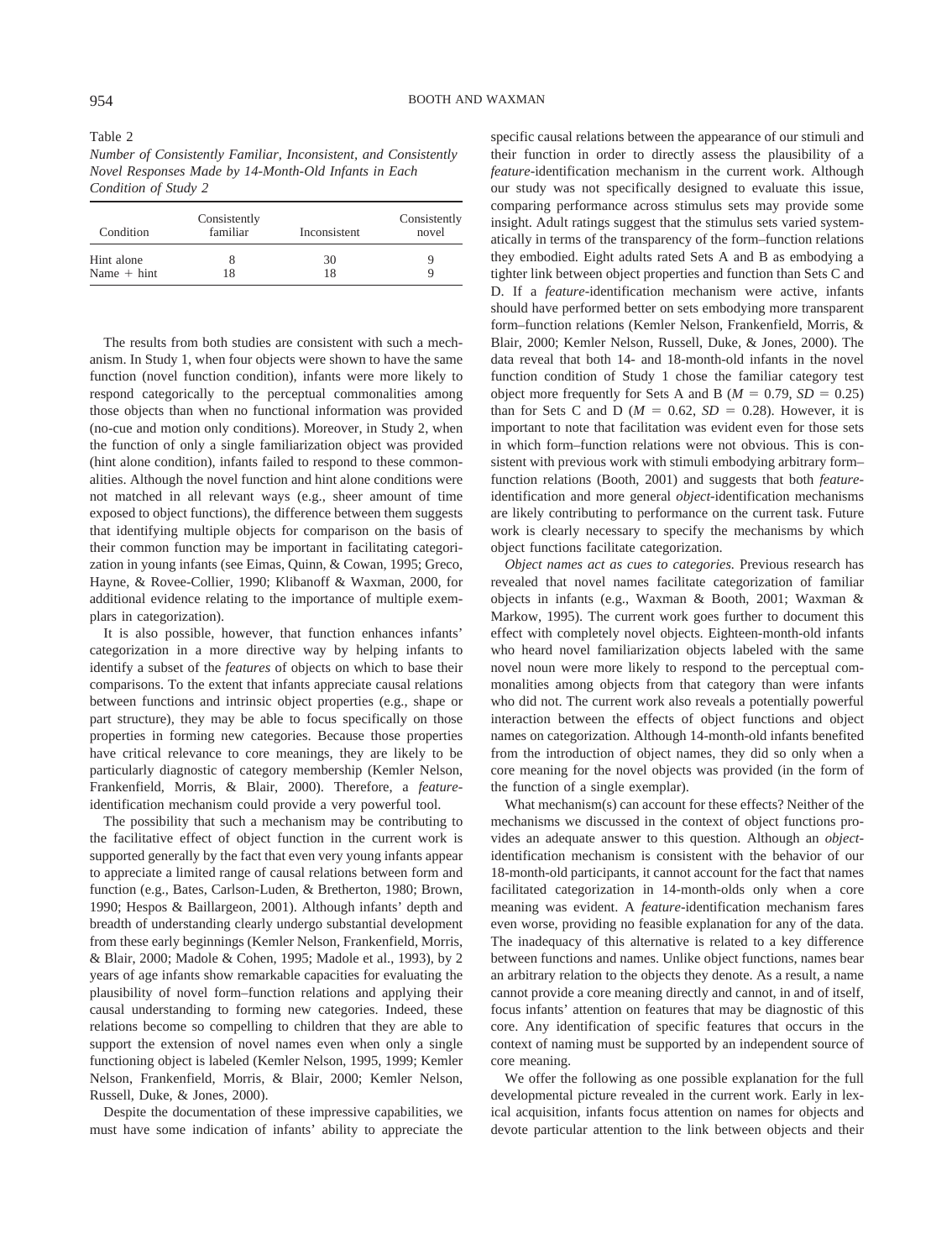Table 2

*Number of Consistently Familiar, Inconsistent, and Consistently Novel Responses Made by 14-Month-Old Infants in Each Condition of Study 2*

| Condition | Consistently familiar | Inconsistent | Consistently novel |
|---|---|---|---|
| Hint alone | 8 | 30 | 9 |
| Name + hint | 18 | 18 | 9 |

The results from both studies are consistent with such a mechanism. In Study 1, when four objects were shown to have the same function (novel function condition), infants were more likely to respond categorically to the perceptual commonalities among those objects than when no functional information was provided (no-cue and motion only conditions). Moreover, in Study 2, when the function of only a single familiarization object was provided (hint alone condition), infants failed to respond to these commonalities. Although the novel function and hint alone conditions were not matched in all relevant ways (e.g., sheer amount of time exposed to object functions), the difference between them suggests that identifying multiple objects for comparison on the basis of their common function may be important in facilitating categorization in young infants (see Eimas, Quinn, & Cowan, 1995; Greco, Hayne, & Rovee-Collier, 1990; Klibanoff & Waxman, 2000, for additional evidence relating to the importance of multiple exemplars in categorization).

It is also possible, however, that function enhances infants' categorization in a more directive way by helping infants to identify a subset of the *features* of objects on which to base their comparisons. To the extent that infants appreciate causal relations between functions and intrinsic object properties (e.g., shape or part structure), they may be able to focus specifically on those properties in forming new categories. Because those properties have critical relevance to core meanings, they are likely to be particularly diagnostic of category membership (Kemler Nelson, Frankenfield, Morris, & Blair, 2000). Therefore, a *feature*-identification mechanism could provide a very powerful tool.

The possibility that such a mechanism may be contributing to the facilitative effect of object function in the current work is supported generally by the fact that even very young infants appear to appreciate a limited range of causal relations between form and function (e.g., Bates, Carlson-Luden, & Bretherton, 1980; Brown, 1990; Hespos & Baillargeon, 2001). Although infants' depth and breadth of understanding clearly undergo substantial development from these early beginnings (Kemler Nelson, Frankenfield, Morris, & Blair, 2000; Madole & Cohen, 1995; Madole et al., 1993), by 2 years of age infants show remarkable capacities for evaluating the plausibility of novel form–function relations and applying their causal understanding to forming new categories. Indeed, these relations become so compelling to children that they are able to support the extension of novel names even when only a single functioning object is labeled (Kemler Nelson, 1995, 1999; Kemler Nelson, Frankenfield, Morris, & Blair, 2000; Kemler Nelson, Russell, Duke, & Jones, 2000).

Despite the documentation of these impressive capabilities, we must have some indication of infants' ability to appreciate the specific causal relations between the appearance of our stimuli and their function in order to directly assess the plausibility of a *feature*-identification mechanism in the current work. Although our study was not specifically designed to evaluate this issue, comparing performance across stimulus sets may provide some insight. Adult ratings suggest that the stimulus sets varied systematically in terms of the transparency of the form–function relations they embodied. Eight adults rated Sets A and B as embodying a tighter link between object properties and function than Sets C and D. If a *feature*-identification mechanism were active, infants should have performed better on sets embodying more transparent form–function relations (Kemler Nelson, Frankenfield, Morris, & Blair, 2000; Kemler Nelson, Russell, Duke, & Jones, 2000). The data reveal that both 14- and 18-month-old infants in the novel function condition of Study 1 chose the familiar category test object more frequently for Sets A and B ($M = 0.79$, $SD = 0.25$) than for Sets C and D ($M = 0.62$, $SD = 0.28$). However, it is important to note that facilitation was evident even for those sets in which form–function relations were not obvious. This is consistent with previous work with stimuli embodying arbitrary form–function relations (Booth, 2001) and suggests that both *feature*-identification and more general *object*-identification mechanisms are likely contributing to performance on the current task. Future work is clearly necessary to specify the mechanisms by which object functions facilitate categorization.

*Object names act as cues to categories.* Previous research has revealed that novel names facilitate categorization of familiar objects in infants (e.g., Waxman & Booth, 2001; Waxman & Markow, 1995). The current work goes further to document this effect with completely novel objects. Eighteen-month-old infants who heard novel familiarization objects labeled with the same novel noun were more likely to respond to the perceptual commonalities among objects from that category than were infants who did not. The current work also reveals a potentially powerful interaction between the effects of object functions and object names on categorization. Although 14-month-old infants benefited from the introduction of object names, they did so only when a core meaning for the novel objects was provided (in the form of the function of a single exemplar).

What mechanism(s) can account for these effects? Neither of the mechanisms we discussed in the context of object functions provides an adequate answer to this question. Although an *object*-identification mechanism is consistent with the behavior of our 18-month-old participants, it cannot account for the fact that names facilitated categorization in 14-month-olds only when a core meaning was evident. A *feature*-identification mechanism fares even worse, providing no feasible explanation for any of the data. The inadequacy of this alternative is related to a key difference between functions and names. Unlike object functions, names bear an arbitrary relation to the objects they denote. As a result, a name cannot provide a core meaning directly and cannot, in and of itself, focus infants' attention on features that may be diagnostic of this core. Any identification of specific features that occurs in the context of naming must be supported by an independent source of core meaning.

We offer the following as one possible explanation for the full developmental picture revealed in the current work. Early in lexical acquisition, infants focus attention on names for objects and devote particular attention to the link between objects and their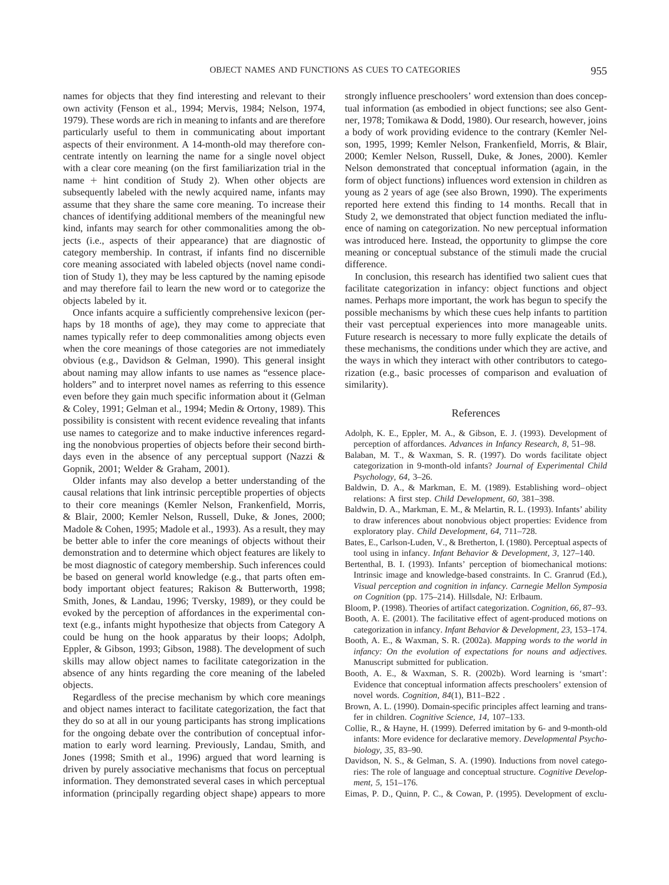names for objects that they find interesting and relevant to their own activity (Fenson et al., 1994; Mervis, 1984; Nelson, 1974, 1979). These words are rich in meaning to infants and are therefore particularly useful to them in communicating about important aspects of their environment. A 14-month-old may therefore concentrate intently on learning the name for a single novel object with a clear core meaning (on the first familiarization trial in the name + hint condition of Study 2). When other objects are subsequently labeled with the newly acquired name, infants may assume that they share the same core meaning. To increase their chances of identifying additional members of the meaningful new kind, infants may search for other commonalities among the objects (i.e., aspects of their appearance) that are diagnostic of category membership. In contrast, if infants find no discernible core meaning associated with labeled objects (novel name condition of Study 1), they may be less captured by the naming episode and may therefore fail to learn the new word or to categorize the objects labeled by it.

Once infants acquire a sufficiently comprehensive lexicon (perhaps by 18 months of age), they may come to appreciate that names typically refer to deep commonalities among objects even when the core meanings of those categories are not immediately obvious (e.g., Davidson & Gelman, 1990). This general insight about naming may allow infants to use names as "essence placeholders" and to interpret novel names as referring to this essence even before they gain much specific information about it (Gelman & Coley, 1991; Gelman et al., 1994; Medin & Ortony, 1989). This possibility is consistent with recent evidence revealing that infants use names to categorize and to make inductive inferences regarding the nonobvious properties of objects before their second birthdays even in the absence of any perceptual support (Nazzi & Gopnik, 2001; Welder & Graham, 2001).

Older infants may also develop a better understanding of the causal relations that link intrinsic perceptible properties of objects to their core meanings (Kemler Nelson, Frankenfield, Morris, & Blair, 2000; Kemler Nelson, Russell, Duke, & Jones, 2000; Madole & Cohen, 1995; Madole et al., 1993). As a result, they may be better able to infer the core meanings of objects without their demonstration and to determine which object features are likely to be most diagnostic of category membership. Such inferences could be based on general world knowledge (e.g., that parts often embody important object features; Rakison & Butterworth, 1998; Smith, Jones, & Landau, 1996; Tversky, 1989), or they could be evoked by the perception of affordances in the experimental context (e.g., infants might hypothesize that objects from Category A could be hung on the hook apparatus by their loops; Adolph, Eppler, & Gibson, 1993; Gibson, 1988). The development of such skills may allow object names to facilitate categorization in the absence of any hints regarding the core meaning of the labeled objects.

Regardless of the precise mechanism by which core meanings and object names interact to facilitate categorization, the fact that they do so at all in our young participants has strong implications for the ongoing debate over the contribution of conceptual information to early word learning. Previously, Landau, Smith, and Jones (1998; Smith et al., 1996) argued that word learning is driven by purely associative mechanisms that focus on perceptual information. They demonstrated several cases in which perceptual information (principally regarding object shape) appears to more strongly influence preschoolers' word extension than does conceptual information (as embodied in object functions; see also Gentner, 1978; Tomikawa & Dodd, 1980). Our research, however, joins a body of work providing evidence to the contrary (Kemler Nelson, 1995, 1999; Kemler Nelson, Frankenfield, Morris, & Blair, 2000; Kemler Nelson, Russell, Duke, & Jones, 2000). Kemler Nelson demonstrated that conceptual information (again, in the form of object functions) influences word extension in children as young as 2 years of age (see also Brown, 1990). The experiments reported here extend this finding to 14 months. Recall that in Study 2, we demonstrated that object function mediated the influence of naming on categorization. No new perceptual information was introduced here. Instead, the opportunity to glimpse the core meaning or conceptual substance of the stimuli made the crucial difference.

In conclusion, this research has identified two salient cues that facilitate categorization in infancy: object functions and object names. Perhaps more important, the work has begun to specify the possible mechanisms by which these cues help infants to partition their vast perceptual experiences into more manageable units. Future research is necessary to more fully explicate the details of these mechanisms, the conditions under which they are active, and the ways in which they interact with other contributors to categorization (e.g., basic processes of comparison and evaluation of similarity).

## References

Adolph, K. E., Eppler, M. A., & Gibson, E. J. (1993). Development of perception of affordances. *Advances in Infancy Research, 8,* 51–98.

Balaban, M. T., & Waxman, S. R. (1997). Do words facilitate object categorization in 9-month-old infants? *Journal of Experimental Child Psychology, 64,* 3–26.

Baldwin, D. A., & Markman, E. M. (1989). Establishing word–object relations: A first step. *Child Development, 60,* 381–398.

Baldwin, D. A., Markman, E. M., & Melartin, R. L. (1993). Infants' ability to draw inferences about nonobvious object properties: Evidence from exploratory play. *Child Development, 64,* 711–728.

Bates, E., Carlson-Luden, V., & Bretherton, I. (1980). Perceptual aspects of tool using in infancy. *Infant Behavior & Development, 3,* 127–140.

Bertenthal, B. I. (1993). Infants' perception of biomechanical motions: Intrinsic image and knowledge-based constraints. In C. Granrud (Ed.), *Visual perception and cognition in infancy. Carnegie Mellon Symposia on Cognition* (pp. 175–214). Hillsdale, NJ: Erlbaum.

Bloom, P. (1998). Theories of artifact categorization. *Cognition, 66,* 87–93.

Booth, A. E. (2001). The facilitative effect of agent-produced motions on categorization in infancy. *Infant Behavior & Development, 23,* 153–174.

Booth, A. E., & Waxman, S. R. (2002a). *Mapping words to the world in infancy: On the evolution of expectations for nouns and adjectives.* Manuscript submitted for publication.

Booth, A. E., & Waxman, S. R. (2002b). Word learning is 'smart': Evidence that conceptual information affects preschoolers' extension of novel words. *Cognition, 84*(1), B11–B22 .

Brown, A. L. (1990). Domain-specific principles affect learning and transfer in children. *Cognitive Science, 14,* 107–133.

Collie, R., & Hayne, H. (1999). Deferred imitation by 6- and 9-month-old infants: More evidence for declarative memory. *Developmental Psychobiology, 35,* 83–90.

Davidson, N. S., & Gelman, S. A. (1990). Inductions from novel categories: The role of language and conceptual structure. *Cognitive Development, 5,* 151–176.

Eimas, P. D., Quinn, P. C., & Cowan, P. (1995). Development of exclu-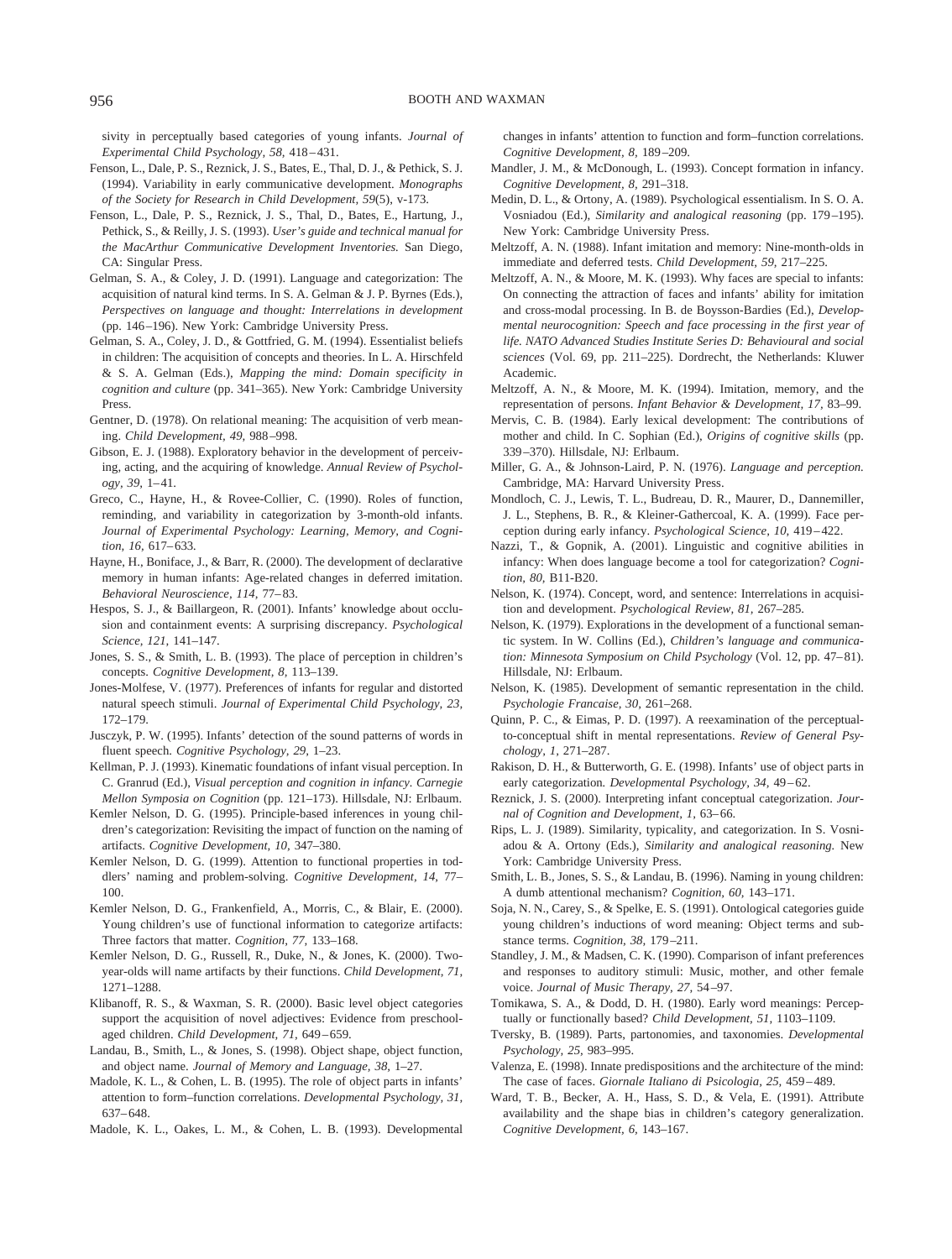sivity in perceptually based categories of young infants. *Journal of Experimental Child Psychology, 58,* 418–431.

Fenson, L., Dale, P. S., Reznick, J. S., Bates, E., Thal, D. J., & Pethick, S. J. (1994). Variability in early communicative development. *Monographs of the Society for Research in Child Development, 59*(5), v-173.

Fenson, L., Dale, P. S., Reznick, J. S., Thal, D., Bates, E., Hartung, J., Pethick, S., & Reilly, J. S. (1993). *User's guide and technical manual for the MacArthur Communicative Development Inventories.* San Diego, CA: Singular Press.

Gelman, S. A., & Coley, J. D. (1991). Language and categorization: The acquisition of natural kind terms. In S. A. Gelman & J. P. Byrnes (Eds.), *Perspectives on language and thought: Interrelations in development* (pp. 146–196). New York: Cambridge University Press.

Gelman, S. A., Coley, J. D., & Gottfried, G. M. (1994). Essentialist beliefs in children: The acquisition of concepts and theories. In L. A. Hirschfeld & S. A. Gelman (Eds.), *Mapping the mind: Domain specificity in cognition and culture* (pp. 341–365). New York: Cambridge University Press.

Gentner, D. (1978). On relational meaning: The acquisition of verb meaning. *Child Development, 49,* 988–998.

Gibson, E. J. (1988). Exploratory behavior in the development of perceiving, acting, and the acquiring of knowledge. *Annual Review of Psychology, 39,* 1–41.

Greco, C., Hayne, H., & Rovee-Collier, C. (1990). Roles of function, reminding, and variability in categorization by 3-month-old infants. *Journal of Experimental Psychology: Learning, Memory, and Cognition, 16,* 617–633.

Hayne, H., Boniface, J., & Barr, R. (2000). The development of declarative memory in human infants: Age-related changes in deferred imitation. *Behavioral Neuroscience, 114,* 77–83.

Hespos, S. J., & Baillargeon, R. (2001). Infants' knowledge about occlusion and containment events: A surprising discrepancy. *Psychological Science, 121,* 141–147.

Jones, S. S., & Smith, L. B. (1993). The place of perception in children's concepts. *Cognitive Development, 8,* 113–139.

Jones-Molfese, V. (1977). Preferences of infants for regular and distorted natural speech stimuli. *Journal of Experimental Child Psychology, 23,* 172–179.

Jusczyk, P. W. (1995). Infants' detection of the sound patterns of words in fluent speech. *Cognitive Psychology, 29,* 1–23.

Kellman, P. J. (1993). Kinematic foundations of infant visual perception. In C. Granrud (Ed.), *Visual perception and cognition in infancy. Carnegie Mellon Symposia on Cognition* (pp. 121–173). Hillsdale, NJ: Erlbaum.

Kemler Nelson, D. G. (1995). Principle-based inferences in young children's categorization: Revisiting the impact of function on the naming of artifacts. *Cognitive Development, 10,* 347–380.

Kemler Nelson, D. G. (1999). Attention to functional properties in toddlers' naming and problem-solving. *Cognitive Development, 14,* 77–100.

Kemler Nelson, D. G., Frankenfield, A., Morris, C., & Blair, E. (2000). Young children's use of functional information to categorize artifacts: Three factors that matter. *Cognition, 77,* 133–168.

Kemler Nelson, D. G., Russell, R., Duke, N., & Jones, K. (2000). Two-year-olds will name artifacts by their functions. *Child Development, 71,* 1271–1288.

Klibanoff, R. S., & Waxman, S. R. (2000). Basic level object categories support the acquisition of novel adjectives: Evidence from preschool-aged children. *Child Development, 71,* 649–659.

Landau, B., Smith, L., & Jones, S. (1998). Object shape, object function, and object name. *Journal of Memory and Language, 38,* 1–27.

Madole, K. L., & Cohen, L. B. (1995). The role of object parts in infants' attention to form–function correlations. *Developmental Psychology, 31,* 637–648.

Madole, K. L., Oakes, L. M., & Cohen, L. B. (1993). Developmental changes in infants' attention to function and form–function correlations. *Cognitive Development, 8,* 189–209.

Mandler, J. M., & McDonough, L. (1993). Concept formation in infancy. *Cognitive Development, 8,* 291–318.

Medin, D. L., & Ortony, A. (1989). Psychological essentialism. In S. O. A. Vosniadou (Ed.), *Similarity and analogical reasoning* (pp. 179–195). New York: Cambridge University Press.

Meltzoff, A. N. (1988). Infant imitation and memory: Nine-month-olds in immediate and deferred tests. *Child Development, 59,* 217–225.

Meltzoff, A. N., & Moore, M. K. (1993). Why faces are special to infants: On connecting the attraction of faces and infants' ability for imitation and cross-modal processing. In B. de Boysson-Bardies (Ed.), *Developmental neurocognition: Speech and face processing in the first year of life. NATO Advanced Studies Institute Series D: Behavioural and social sciences* (Vol. 69, pp. 211–225). Dordrecht, the Netherlands: Kluwer Academic.

Meltzoff, A. N., & Moore, M. K. (1994). Imitation, memory, and the representation of persons. *Infant Behavior & Development, 17,* 83–99.

Mervis, C. B. (1984). Early lexical development: The contributions of mother and child. In C. Sophian (Ed.), *Origins of cognitive skills* (pp. 339–370). Hillsdale, NJ: Erlbaum.

Miller, G. A., & Johnson-Laird, P. N. (1976). *Language and perception.* Cambridge, MA: Harvard University Press.

Mondloch, C. J., Lewis, T. L., Budreau, D. R., Maurer, D., Dannemiller, J. L., Stephens, B. R., & Kleiner-Gathercoal, K. A. (1999). Face perception during early infancy. *Psychological Science, 10,* 419–422.

Nazzi, T., & Gopnik, A. (2001). Linguistic and cognitive abilities in infancy: When does language become a tool for categorization? *Cognition, 80,* B11-B20.

Nelson, K. (1974). Concept, word, and sentence: Interrelations in acquisition and development. *Psychological Review, 81,* 267–285.

Nelson, K. (1979). Explorations in the development of a functional semantic system. In W. Collins (Ed.), *Children's language and communication: Minnesota Symposium on Child Psychology* (Vol. 12, pp. 47–81). Hillsdale, NJ: Erlbaum.

Nelson, K. (1985). Development of semantic representation in the child. *Psychologie Francaise, 30,* 261–268.

Quinn, P. C., & Eimas, P. D. (1997). A reexamination of the perceptual-to-conceptual shift in mental representations. *Review of General Psychology, 1,* 271–287.

Rakison, D. H., & Butterworth, G. E. (1998). Infants' use of object parts in early categorization. *Developmental Psychology, 34,* 49–62.

Reznick, J. S. (2000). Interpreting infant conceptual categorization. *Journal of Cognition and Development, 1,* 63–66.

Rips, L. J. (1989). Similarity, typicality, and categorization. In S. Vosniadou & A. Ortony (Eds.), *Similarity and analogical reasoning.* New York: Cambridge University Press.

Smith, L. B., Jones, S. S., & Landau, B. (1996). Naming in young children: A dumb attentional mechanism? *Cognition, 60,* 143–171.

Soja, N. N., Carey, S., & Spelke, E. S. (1991). Ontological categories guide young children's inductions of word meaning: Object terms and substance terms. *Cognition, 38,* 179–211.

Standley, J. M., & Madsen, C. K. (1990). Comparison of infant preferences and responses to auditory stimuli: Music, mother, and other female voice. *Journal of Music Therapy, 27,* 54–97.

Tomikawa, S. A., & Dodd, D. H. (1980). Early word meanings: Perceptually or functionally based? *Child Development, 51,* 1103–1109.

Tversky, B. (1989). Parts, partonomies, and taxonomies. *Developmental Psychology, 25,* 983–995.

Valenza, E. (1998). Innate predispositions and the architecture of the mind: The case of faces. *Giornale Italiano di Psicologia, 25,* 459–489.

Ward, T. B., Becker, A. H., Hass, S. D., & Vela, E. (1991). Attribute availability and the shape bias in children's category generalization. *Cognitive Development, 6,* 143–167.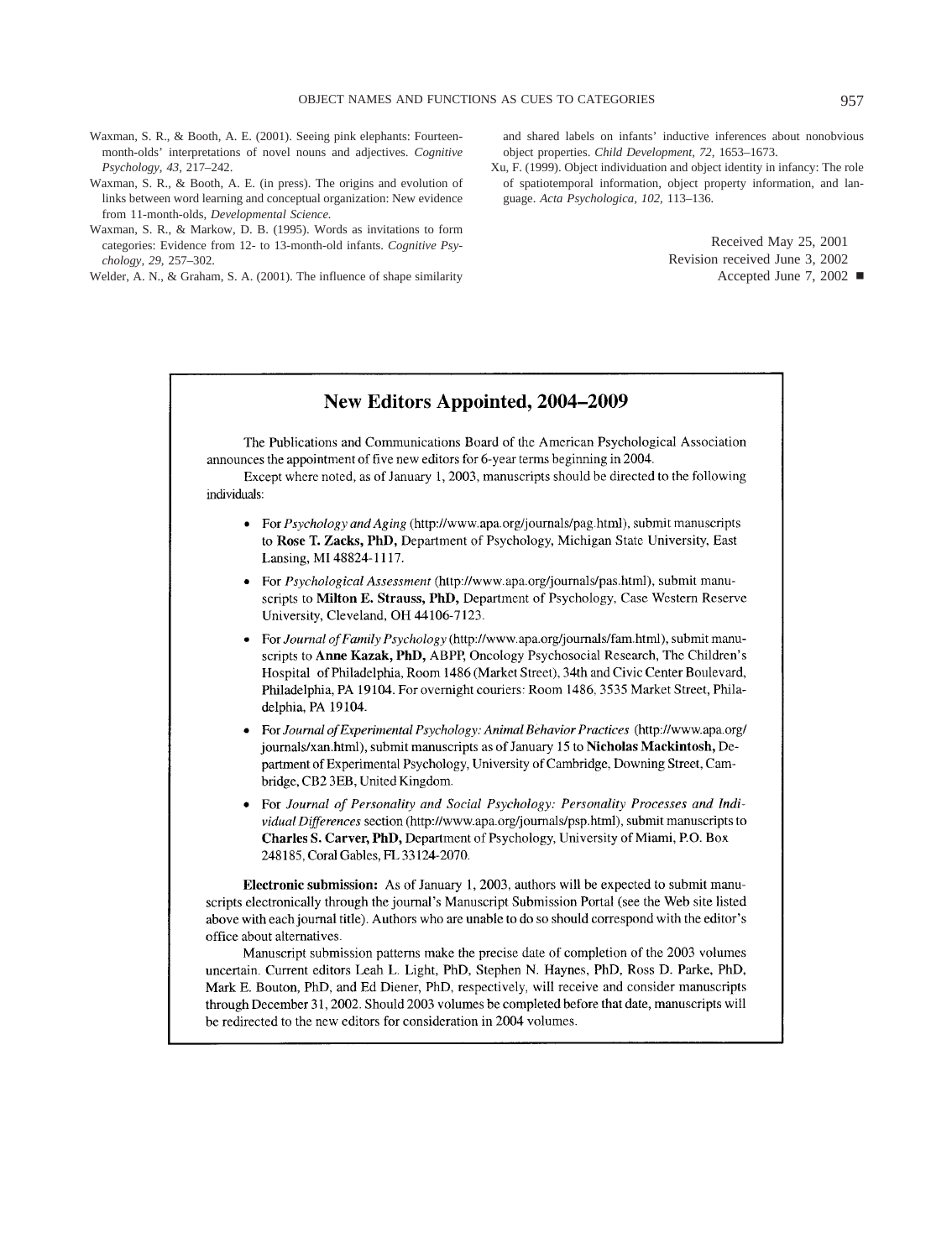Waxman, S. R., & Booth, A. E. (2001). Seeing pink elephants: Fourteen-month-olds' interpretations of novel nouns and adjectives. *Cognitive Psychology, 43,* 217–242.

Waxman, S. R., & Booth, A. E. (in press). The origins and evolution of links between word learning and conceptual organization: New evidence from 11-month-olds, *Developmental Science.*

Waxman, S. R., & Markow, D. B. (1995). Words as invitations to form categories: Evidence from 12- to 13-month-old infants. *Cognitive Psychology, 29,* 257–302.

Welder, A. N., & Graham, S. A. (2001). The influence of shape similarity and shared labels on infants' inductive inferences about nonobvious object properties. *Child Development, 72,* 1653–1673.

Xu, F. (1999). Object individuation and object identity in infancy: The role of spatiotemporal information, object property information, and language. *Acta Psychologica, 102,* 113–136.

Received May 25, 2001
Revision received June 3, 2002
Accepted June 7, 2002 ■

## New Editors Appointed, 2004–2009

The Publications and Communications Board of the American Psychological Association announces the appointment of five new editors for 6-year terms beginning in 2004.

Except where noted, as of January 1, 2003, manuscripts should be directed to the following individuals:

- For *Psychology and Aging* (http://www.apa.org/journals/pag.html), submit manuscripts to **Rose T. Zacks, PhD,** Department of Psychology, Michigan State University, East Lansing, MI 48824-1117.
- For *Psychological Assessment* (http://www.apa.org/journals/pas.html), submit manuscripts to **Milton E. Strauss, PhD,** Department of Psychology, Case Western Reserve University, Cleveland, OH 44106-7123.
- For *Journal of Family Psychology* (http://www.apa.org/journals/fam.html), submit manuscripts to **Anne Kazak, PhD,** ABPP, Oncology Psychosocial Research, The Children's Hospital of Philadelphia, Room 1486 (Market Street), 34th and Civic Center Boulevard, Philadelphia, PA 19104. For overnight couriers: Room 1486, 3535 Market Street, Philadelphia, PA 19104.
- For *Journal of Experimental Psychology: Animal Behavior Practices* (http://www.apa.org/journals/xan.html), submit manuscripts as of January 15 to **Nicholas Mackintosh,** Department of Experimental Psychology, University of Cambridge, Downing Street, Cambridge, CB2 3EB, United Kingdom.
- For *Journal of Personality and Social Psychology: Personality Processes and Individual Differences* section (http://www.apa.org/journals/psp.html), submit manuscripts to **Charles S. Carver, PhD,** Department of Psychology, University of Miami, P.O. Box 248185, Coral Gables, FL 33124-2070.

**Electronic submission:** As of January 1, 2003, authors will be expected to submit manuscripts electronically through the journal's Manuscript Submission Portal (see the Web site listed above with each journal title). Authors who are unable to do so should correspond with the editor's office about alternatives.

Manuscript submission patterns make the precise date of completion of the 2003 volumes uncertain. Current editors Leah L. Light, PhD, Stephen N. Haynes, PhD, Ross D. Parke, PhD, Mark E. Bouton, PhD, and Ed Diener, PhD, respectively, will receive and consider manuscripts through December 31, 2002. Should 2003 volumes be completed before that date, manuscripts will be redirected to the new editors for consideration in 2004 volumes.